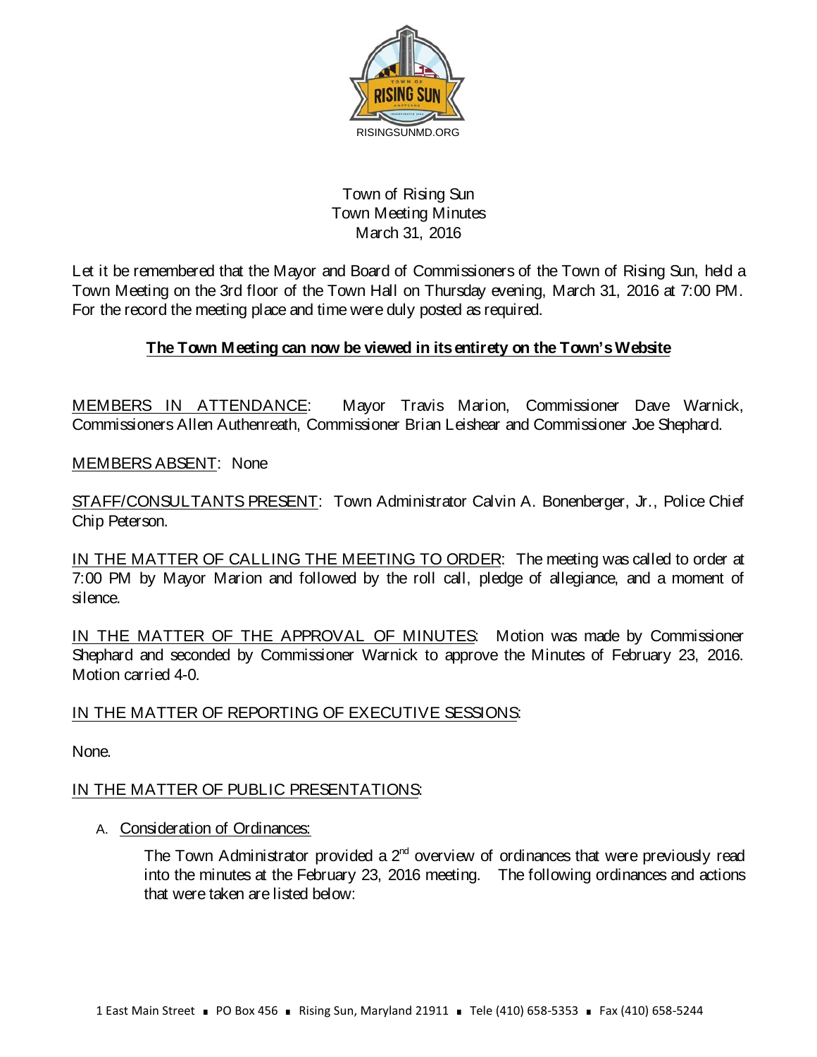RISINGSUNMD.ORG

Town of Rising Sun
Town Meeting Minutes
March 31, 2016

Let it be remembered that the Mayor and Board of Commissioners of the Town of Rising Sun, held a Town Meeting on the 3rd floor of the Town Hall on Thursday evening, March 31, 2016 at 7:00 PM. For the record the meeting place and time were duly posted as required.

**The Town Meeting can now be viewed in its entirety on the Town's Website**

MEMBERS IN ATTENDANCE: Mayor Travis Marion, Commissioner Dave Warnick, Commissioners Allen Authenreath, Commissioner Brian Leishear and Commissioner Joe Shephard.

MEMBERS ABSENT: None

STAFF/CONSULTANTS PRESENT: Town Administrator Calvin A. Bonenberger, Jr., Police Chief Chip Peterson.

IN THE MATTER OF CALLING THE MEETING TO ORDER: The meeting was called to order at 7:00 PM by Mayor Marion and followed by the roll call, pledge of allegiance, and a moment of silence.

IN THE MATTER OF THE APPROVAL OF MINUTES: Motion was made by Commissioner Shephard and seconded by Commissioner Warnick to approve the Minutes of February 23, 2016. Motion carried 4-0.

IN THE MATTER OF REPORTING OF EXECUTIVE SESSIONS:

None.

IN THE MATTER OF PUBLIC PRESENTATIONS:

A. Consideration of Ordinances:

   The Town Administrator provided a 2nd overview of ordinances that were previously read into the minutes at the February 23, 2016 meeting. The following ordinances and actions that were taken are listed below: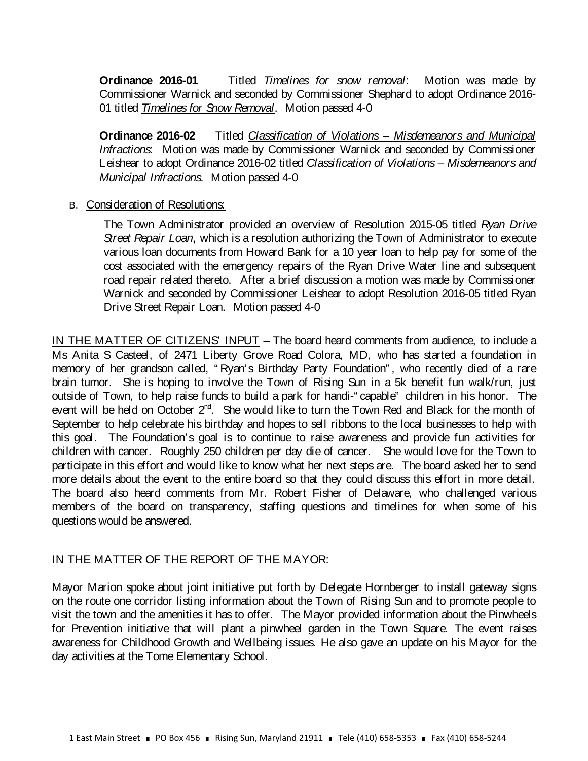**Ordinance 2016-01** Titled *Timelines for snow removal*: Motion was made by Commissioner Warnick and seconded by Commissioner Shephard to adopt Ordinance 2016-01 titled *Timelines for Snow Removal*. Motion passed 4-0

**Ordinance 2016-02** Titled *Classification of Violations – Misdemeanors and Municipal Infractions*: Motion was made by Commissioner Warnick and seconded by Commissioner Leishear to adopt Ordinance 2016-02 titled *Classification of Violations – Misdemeanors and Municipal Infractions*. Motion passed 4-0

B. Consideration of Resolutions:

The Town Administrator provided an overview of Resolution 2015-05 titled *Ryan Drive Street Repair Loan*, which is a resolution authorizing the Town of Administrator to execute various loan documents from Howard Bank for a 10 year loan to help pay for some of the cost associated with the emergency repairs of the Ryan Drive Water line and subsequent road repair related thereto. After a brief discussion a motion was made by Commissioner Warnick and seconded by Commissioner Leishear to adopt Resolution 2016-05 titled Ryan Drive Street Repair Loan. Motion passed 4-0

IN THE MATTER OF CITIZENS' INPUT – The board heard comments from audience, to include a Ms Anita S Casteel, of 2471 Liberty Grove Road Colora, MD, who has started a foundation in memory of her grandson called, "Ryan's Birthday Party Foundation", who recently died of a rare brain tumor. She is hoping to involve the Town of Rising Sun in a 5k benefit fun walk/run, just outside of Town, to help raise funds to build a park for handi-"capable" children in his honor. The event will be held on October 2nd. She would like to turn the Town Red and Black for the month of September to help celebrate his birthday and hopes to sell ribbons to the local businesses to help with this goal. The Foundation's goal is to continue to raise awareness and provide fun activities for children with cancer. Roughly 250 children per day die of cancer. She would love for the Town to participate in this effort and would like to know what her next steps are. The board asked her to send more details about the event to the entire board so that they could discuss this effort in more detail. The board also heard comments from Mr. Robert Fisher of Delaware, who challenged various members of the board on transparency, staffing questions and timelines for when some of his questions would be answered.

IN THE MATTER OF THE REPORT OF THE MAYOR:

Mayor Marion spoke about joint initiative put forth by Delegate Hornberger to install gateway signs on the route one corridor listing information about the Town of Rising Sun and to promote people to visit the town and the amenities it has to offer. The Mayor provided information about the Pinwheels for Prevention initiative that will plant a pinwheel garden in the Town Square. The event raises awareness for Childhood Growth and Wellbeing issues. He also gave an update on his Mayor for the day activities at the Tome Elementary School.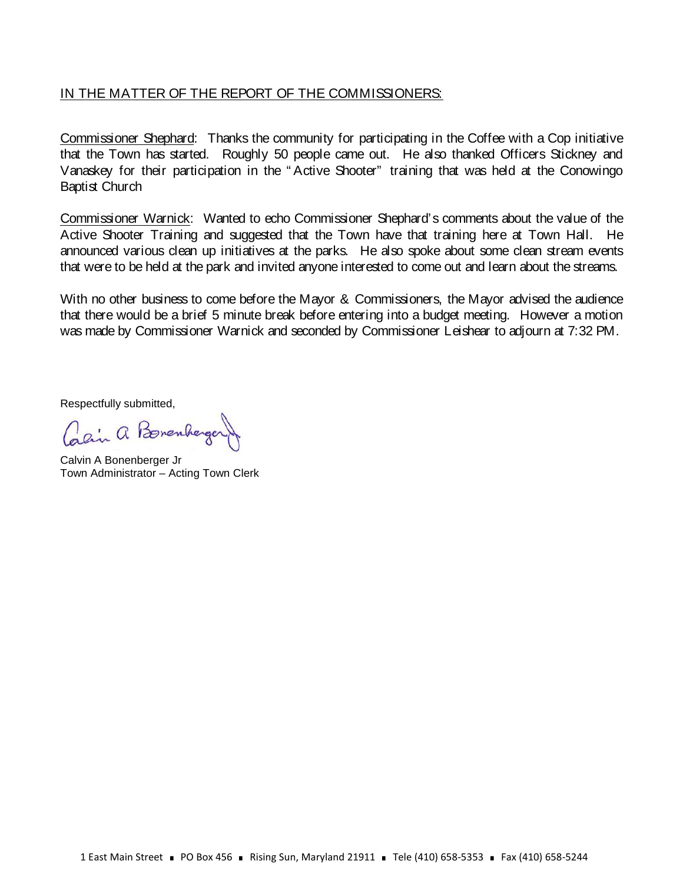<u>IN THE MATTER OF THE REPORT OF THE COMMISSIONERS:</u>

<u>Commissioner Shephard</u>: Thanks the community for participating in the Coffee with a Cop initiative that the Town has started. Roughly 50 people came out. He also thanked Officers Stickney and Vanaskey for their participation in the "Active Shooter" training that was held at the Conowingo Baptist Church

<u>Commissioner Warnick</u>: Wanted to echo Commissioner Shephard's comments about the value of the Active Shooter Training and suggested that the Town have that training here at Town Hall. He announced various clean up initiatives at the parks. He also spoke about some clean stream events that were to be held at the park and invited anyone interested to come out and learn about the streams.

With no other business to come before the Mayor & Commissioners, the Mayor advised the audience that there would be a brief 5 minute break before entering into a budget meeting. However a motion was made by Commissioner Warnick and seconded by Commissioner Leishear to adjourn at 7:32 PM.

Respectfully submitted,

Calvin A Bonenberger Jr

Calvin A Bonenberger Jr
Town Administrator – Acting Town Clerk

1 East Main Street ▪ PO Box 456 ▪ Rising Sun, Maryland 21911 ▪ Tele (410) 658-5353 ▪ Fax (410) 658-5244